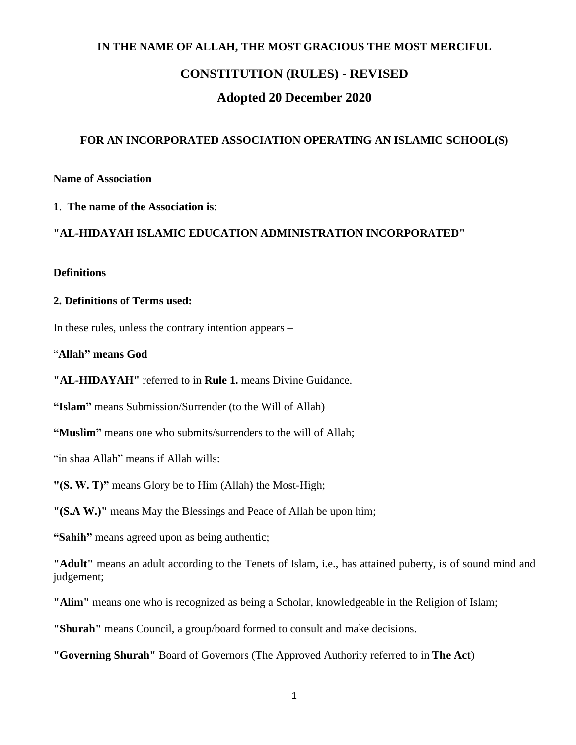**IN THE NAME OF ALLAH, THE MOST GRACIOUS THE MOST MERCIFUL**

# CONSTITUTION (RULES) - REVISED

## Adopted 20 December 2020

### FOR AN INCORPORATED ASSOCIATION OPERATING AN ISLAMIC SCHOOL(S)

**Name of Association**

**1**. **The name of the Association is**:

**"AL-HIDAYAH ISLAMIC EDUCATION ADMINISTRATION INCORPORATED"**

**Definitions**

**2. Definitions of Terms used:**

In these rules, unless the contrary intention appears –

"**Allah" means God**

**"AL-HIDAYAH"** referred to in **Rule 1.** means Divine Guidance.

**"Islam"** means Submission/Surrender (to the Will of Allah)

**"Muslim"** means one who submits/surrenders to the will of Allah;

"in shaa Allah" means if Allah wills:

**"(S. W. T)"** means Glory be to Him (Allah) the Most-High;

**"(S.A W.)"** means May the Blessings and Peace of Allah be upon him;

**"Sahih"** means agreed upon as being authentic;

**"Adult"** means an adult according to the Tenets of Islam, i.e., has attained puberty, is of sound mind and judgement;

**"Alim"** means one who is recognized as being a Scholar, knowledgeable in the Religion of Islam;

**"Shurah"** means Council, a group/board formed to consult and make decisions.

**"Governing Shurah"** Board of Governors (The Approved Authority referred to in **The Act**)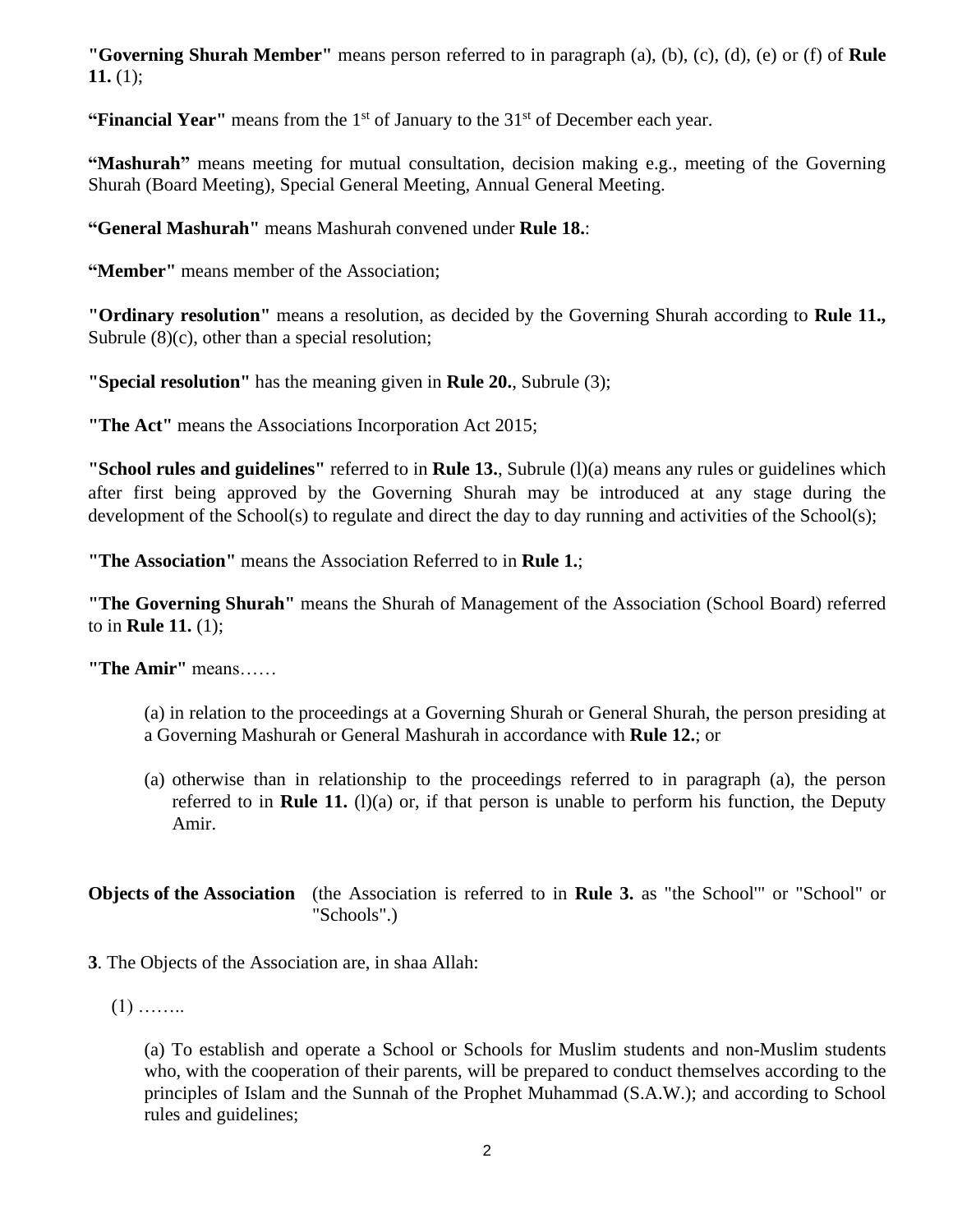**"Governing Shurah Member"** means person referred to in paragraph (a), (b), (c), (d), (e) or (f) of **Rule 11.** (1);

**"Financial Year"** means from the 1st of January to the 31st of December each year.

**"Mashurah"** means meeting for mutual consultation, decision making e.g., meeting of the Governing Shurah (Board Meeting), Special General Meeting, Annual General Meeting.

**"General Mashurah"** means Mashurah convened under **Rule 18.**:

**"Member"** means member of the Association;

**"Ordinary resolution"** means a resolution, as decided by the Governing Shurah according to **Rule 11.,** Subrule (8)(c), other than a special resolution;

**"Special resolution"** has the meaning given in **Rule 20.**, Subrule (3);

**"The Act"** means the Associations Incorporation Act 2015;

**"School rules and guidelines"** referred to in **Rule 13.**, Subrule (l)(a) means any rules or guidelines which after first being approved by the Governing Shurah may be introduced at any stage during the development of the School(s) to regulate and direct the day to day running and activities of the School(s);

**"The Association"** means the Association Referred to in **Rule 1.**;

**"The Governing Shurah"** means the Shurah of Management of the Association (School Board) referred to in **Rule 11.** (1);

**"The Amir"** means……

(a) in relation to the proceedings at a Governing Shurah or General Shurah, the person presiding at a Governing Mashurah or General Mashurah in accordance with **Rule 12.**; or

(a) otherwise than in relationship to the proceedings referred to in paragraph (a), the person referred to in **Rule 11.** (l)(a) or, if that person is unable to perform his function, the Deputy Amir.

**Objects of the Association** (the Association is referred to in **Rule 3.** as "the School'" or "School" or "Schools".)

**3**. The Objects of the Association are, in shaa Allah:

(1) ……..

(a) To establish and operate a School or Schools for Muslim students and non-Muslim students who, with the cooperation of their parents, will be prepared to conduct themselves according to the principles of Islam and the Sunnah of the Prophet Muhammad (S.A.W.); and according to School rules and guidelines;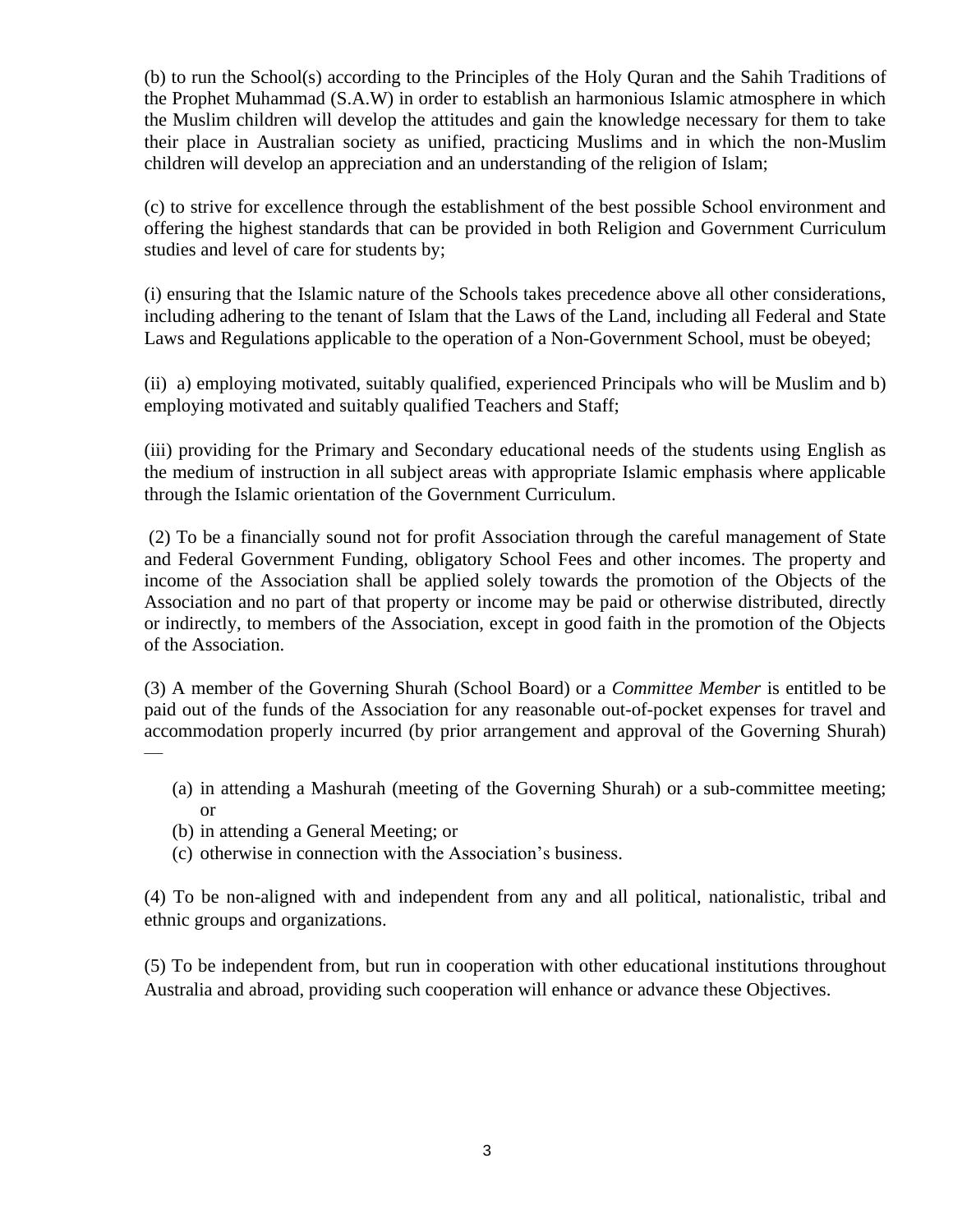(b) to run the School(s) according to the Principles of the Holy Quran and the Sahih Traditions of the Prophet Muhammad (S.A.W) in order to establish an harmonious Islamic atmosphere in which the Muslim children will develop the attitudes and gain the knowledge necessary for them to take their place in Australian society as unified, practicing Muslims and in which the non-Muslim children will develop an appreciation and an understanding of the religion of Islam;

(c) to strive for excellence through the establishment of the best possible School environment and offering the highest standards that can be provided in both Religion and Government Curriculum studies and level of care for students by;

(i) ensuring that the Islamic nature of the Schools takes precedence above all other considerations, including adhering to the tenant of Islam that the Laws of the Land, including all Federal and State Laws and Regulations applicable to the operation of a Non-Government School, must be obeyed;

(ii) a) employing motivated, suitably qualified, experienced Principals who will be Muslim and b) employing motivated and suitably qualified Teachers and Staff;

(iii) providing for the Primary and Secondary educational needs of the students using English as the medium of instruction in all subject areas with appropriate Islamic emphasis where applicable through the Islamic orientation of the Government Curriculum.

(2) To be a financially sound not for profit Association through the careful management of State and Federal Government Funding, obligatory School Fees and other incomes. The property and income of the Association shall be applied solely towards the promotion of the Objects of the Association and no part of that property or income may be paid or otherwise distributed, directly or indirectly, to members of the Association, except in good faith in the promotion of the Objects of the Association.

(3) A member of the Governing Shurah (School Board) or a *Committee Member* is entitled to be paid out of the funds of the Association for any reasonable out-of-pocket expenses for travel and accommodation properly incurred (by prior arrangement and approval of the Governing Shurah) —

(a) in attending a Mashurah (meeting of the Governing Shurah) or a sub-committee meeting; or
(b) in attending a General Meeting; or
(c) otherwise in connection with the Association's business.

(4) To be non-aligned with and independent from any and all political, nationalistic, tribal and ethnic groups and organizations.

(5) To be independent from, but run in cooperation with other educational institutions throughout Australia and abroad, providing such cooperation will enhance or advance these Objectives.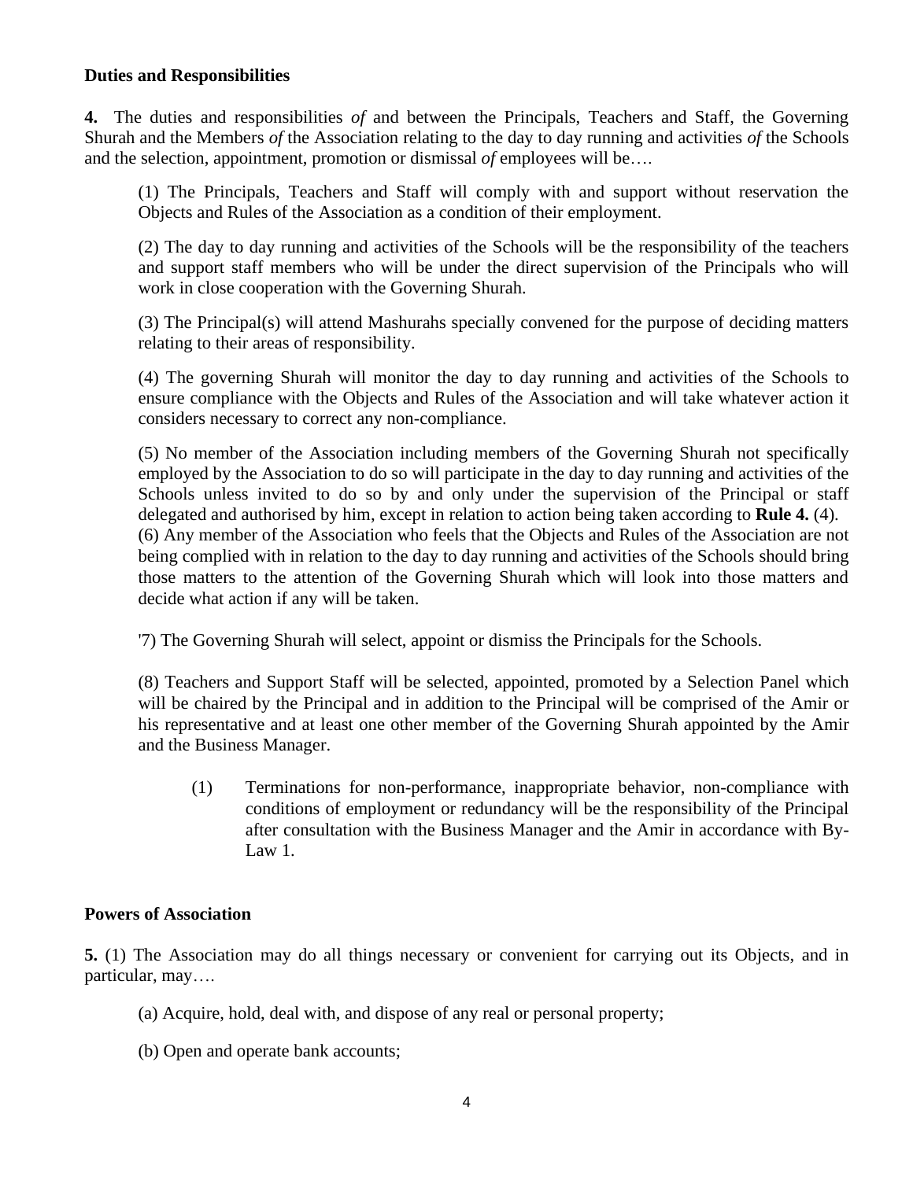**Duties and Responsibilities**

**4.** The duties and responsibilities *of* and between the Principals, Teachers and Staff, the Governing Shurah and the Members *of* the Association relating to the day to day running and activities *of* the Schools and the selection, appointment, promotion or dismissal *of* employees will be….

(1) The Principals, Teachers and Staff will comply with and support without reservation the Objects and Rules of the Association as a condition of their employment.

(2) The day to day running and activities of the Schools will be the responsibility of the teachers and support staff members who will be under the direct supervision of the Principals who will work in close cooperation with the Governing Shurah.

(3) The Principal(s) will attend Mashurahs specially convened for the purpose of deciding matters relating to their areas of responsibility.

(4) The governing Shurah will monitor the day to day running and activities of the Schools to ensure compliance with the Objects and Rules of the Association and will take whatever action it considers necessary to correct any non-compliance.

(5) No member of the Association including members of the Governing Shurah not specifically employed by the Association to do so will participate in the day to day running and activities of the Schools unless invited to do so by and only under the supervision of the Principal or staff delegated and authorised by him, except in relation to action being taken according to **Rule 4.** (4).

(6) Any member of the Association who feels that the Objects and Rules of the Association are not being complied with in relation to the day to day running and activities of the Schools should bring those matters to the attention of the Governing Shurah which will look into those matters and decide what action if any will be taken.

'7) The Governing Shurah will select, appoint or dismiss the Principals for the Schools.

(8) Teachers and Support Staff will be selected, appointed, promoted by a Selection Panel which will be chaired by the Principal and in addition to the Principal will be comprised of the Amir or his representative and at least one other member of the Governing Shurah appointed by the Amir and the Business Manager.

> (1) Terminations for non-performance, inappropriate behavior, non-compliance with conditions of employment or redundancy will be the responsibility of the Principal after consultation with the Business Manager and the Amir in accordance with By-Law 1.

**Powers of Association**

**5.** (1) The Association may do all things necessary or convenient for carrying out its Objects, and in particular, may….

(a) Acquire, hold, deal with, and dispose of any real or personal property;

(b) Open and operate bank accounts;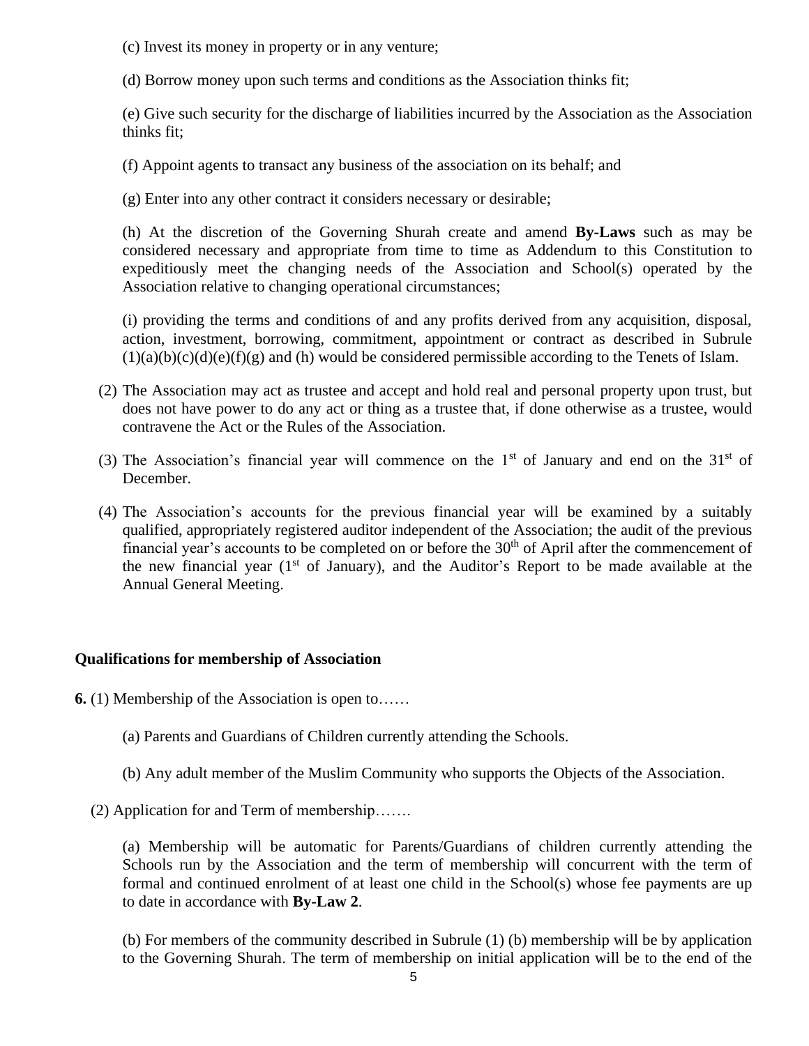(c) Invest its money in property or in any venture;

(d) Borrow money upon such terms and conditions as the Association thinks fit;

(e) Give such security for the discharge of liabilities incurred by the Association as the Association thinks fit;

(f) Appoint agents to transact any business of the association on its behalf; and

(g) Enter into any other contract it considers necessary or desirable;

(h) At the discretion of the Governing Shurah create and amend **By-Laws** such as may be considered necessary and appropriate from time to time as Addendum to this Constitution to expeditiously meet the changing needs of the Association and School(s) operated by the Association relative to changing operational circumstances;

(i) providing the terms and conditions of and any profits derived from any acquisition, disposal, action, investment, borrowing, commitment, appointment or contract as described in Subrule (1)(a)(b)(c)(d)(e)(f)(g) and (h) would be considered permissible according to the Tenets of Islam.

(2) The Association may act as trustee and accept and hold real and personal property upon trust, but does not have power to do any act or thing as a trustee that, if done otherwise as a trustee, would contravene the Act or the Rules of the Association.

(3) The Association's financial year will commence on the 1st of January and end on the 31st of December.

(4) The Association's accounts for the previous financial year will be examined by a suitably qualified, appropriately registered auditor independent of the Association; the audit of the previous financial year's accounts to be completed on or before the 30th of April after the commencement of the new financial year (1st of January), and the Auditor's Report to be made available at the Annual General Meeting.

**Qualifications for membership of Association**

**6.** (1) Membership of the Association is open to……

(a) Parents and Guardians of Children currently attending the Schools.

(b) Any adult member of the Muslim Community who supports the Objects of the Association.

(2) Application for and Term of membership…….

(a) Membership will be automatic for Parents/Guardians of children currently attending the Schools run by the Association and the term of membership will concurrent with the term of formal and continued enrolment of at least one child in the School(s) whose fee payments are up to date in accordance with **By-Law 2**.

(b) For members of the community described in Subrule (1) (b) membership will be by application to the Governing Shurah. The term of membership on initial application will be to the end of the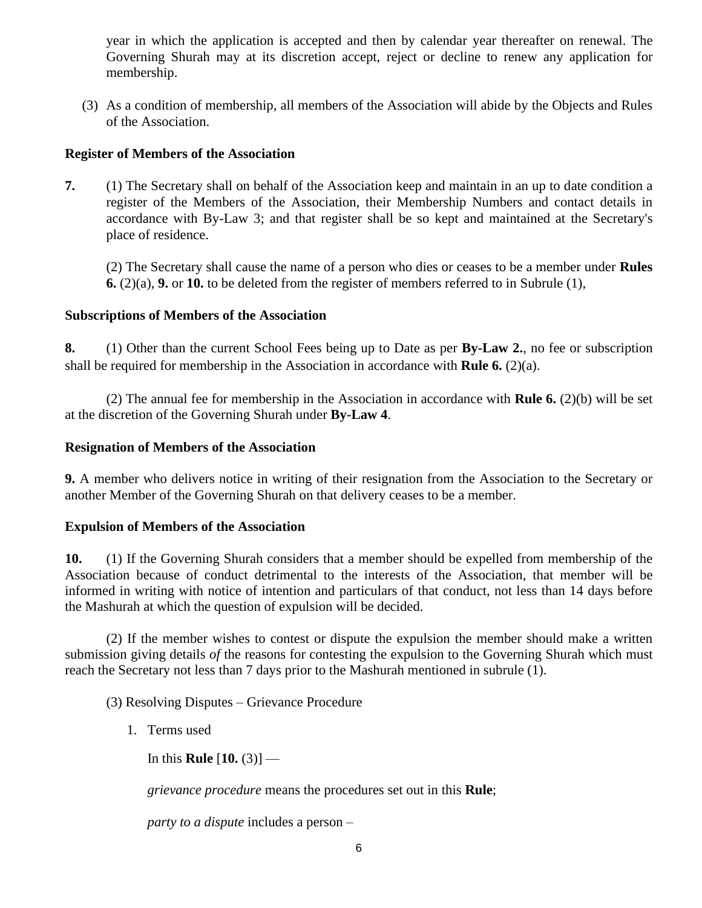year in which the application is accepted and then by calendar year thereafter on renewal. The Governing Shurah may at its discretion accept, reject or decline to renew any application for membership.

(3) As a condition of membership, all members of the Association will abide by the Objects and Rules of the Association.

**Register of Members of the Association**

**7.** (1) The Secretary shall on behalf of the Association keep and maintain in an up to date condition a register of the Members of the Association, their Membership Numbers and contact details in accordance with By-Law 3; and that register shall be so kept and maintained at the Secretary's place of residence.

(2) The Secretary shall cause the name of a person who dies or ceases to be a member under **Rules 6.** (2)(a), **9.** or **10.** to be deleted from the register of members referred to in Subrule (1),

**Subscriptions of Members of the Association**

**8.** (1) Other than the current School Fees being up to Date as per **By-Law 2.**, no fee or subscription shall be required for membership in the Association in accordance with **Rule 6.** (2)(a).

(2) The annual fee for membership in the Association in accordance with **Rule 6.** (2)(b) will be set at the discretion of the Governing Shurah under **By-Law 4**.

**Resignation of Members of the Association**

**9.** A member who delivers notice in writing of their resignation from the Association to the Secretary or another Member of the Governing Shurah on that delivery ceases to be a member.

**Expulsion of Members of the Association**

**10.** (1) If the Governing Shurah considers that a member should be expelled from membership of the Association because of conduct detrimental to the interests of the Association, that member will be informed in writing with notice of intention and particulars of that conduct, not less than 14 days before the Mashurah at which the question of expulsion will be decided.

(2) If the member wishes to contest or dispute the expulsion the member should make a written submission giving details *of* the reasons for contesting the expulsion to the Governing Shurah which must reach the Secretary not less than 7 days prior to the Mashurah mentioned in subrule (1).

(3) Resolving Disputes – Grievance Procedure

1. Terms used

   In this **Rule** [**10.** (3)] —

   *grievance procedure* means the procedures set out in this **Rule**;

   *party to a dispute* includes a person –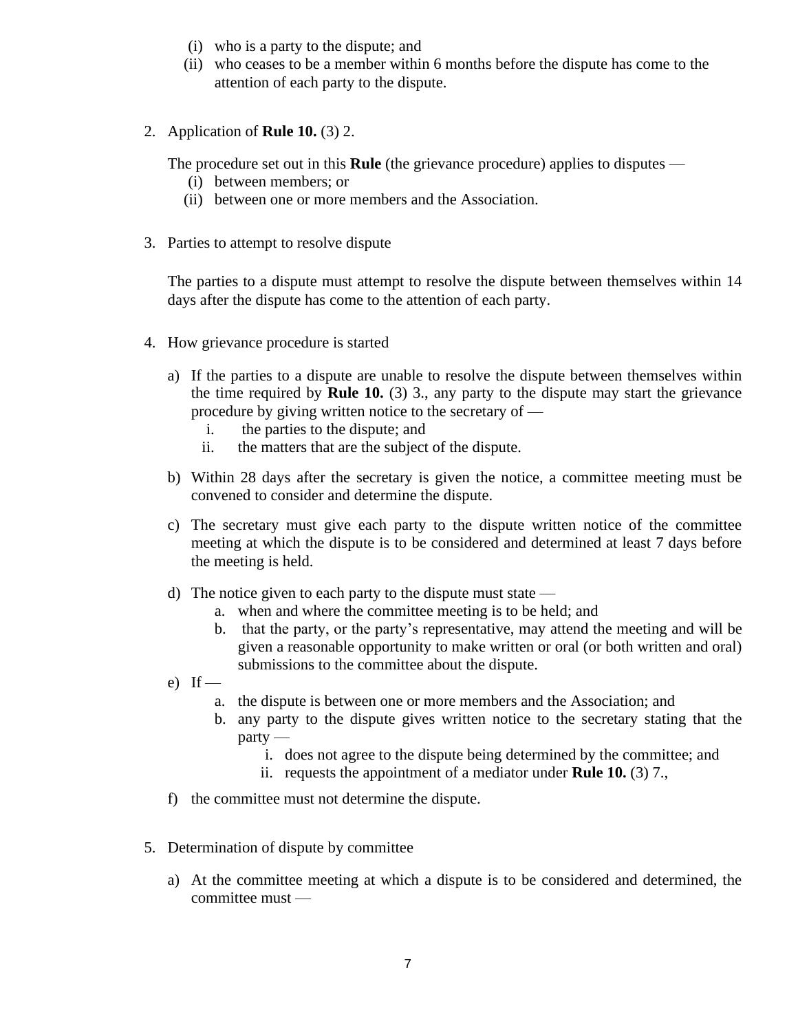(i) who is a party to the dispute; and
(ii) who ceases to be a member within 6 months before the dispute has come to the attention of each party to the dispute.

2. Application of **Rule 10.** (3) 2.

   The procedure set out in this **Rule** (the grievance procedure) applies to disputes —
   (i) between members; or
   (ii) between one or more members and the Association.

3. Parties to attempt to resolve dispute

   The parties to a dispute must attempt to resolve the dispute between themselves within 14 days after the dispute has come to the attention of each party.

4. How grievance procedure is started

   a) If the parties to a dispute are unable to resolve the dispute between themselves within the time required by **Rule 10.** (3) 3., any party to the dispute may start the grievance procedure by giving written notice to the secretary of —
      i. the parties to the dispute; and
      ii. the matters that are the subject of the dispute.

   b) Within 28 days after the secretary is given the notice, a committee meeting must be convened to consider and determine the dispute.

   c) The secretary must give each party to the dispute written notice of the committee meeting at which the dispute is to be considered and determined at least 7 days before the meeting is held.

   d) The notice given to each party to the dispute must state —
      a. when and where the committee meeting is to be held; and
      b. that the party, or the party's representative, may attend the meeting and will be given a reasonable opportunity to make written or oral (or both written and oral) submissions to the committee about the dispute.

   e) If —
      a. the dispute is between one or more members and the Association; and
      b. any party to the dispute gives written notice to the secretary stating that the party —
         i. does not agree to the dispute being determined by the committee; and
         ii. requests the appointment of a mediator under **Rule 10.** (3) 7.,

   f) the committee must not determine the dispute.

5. Determination of dispute by committee

   a) At the committee meeting at which a dispute is to be considered and determined, the committee must —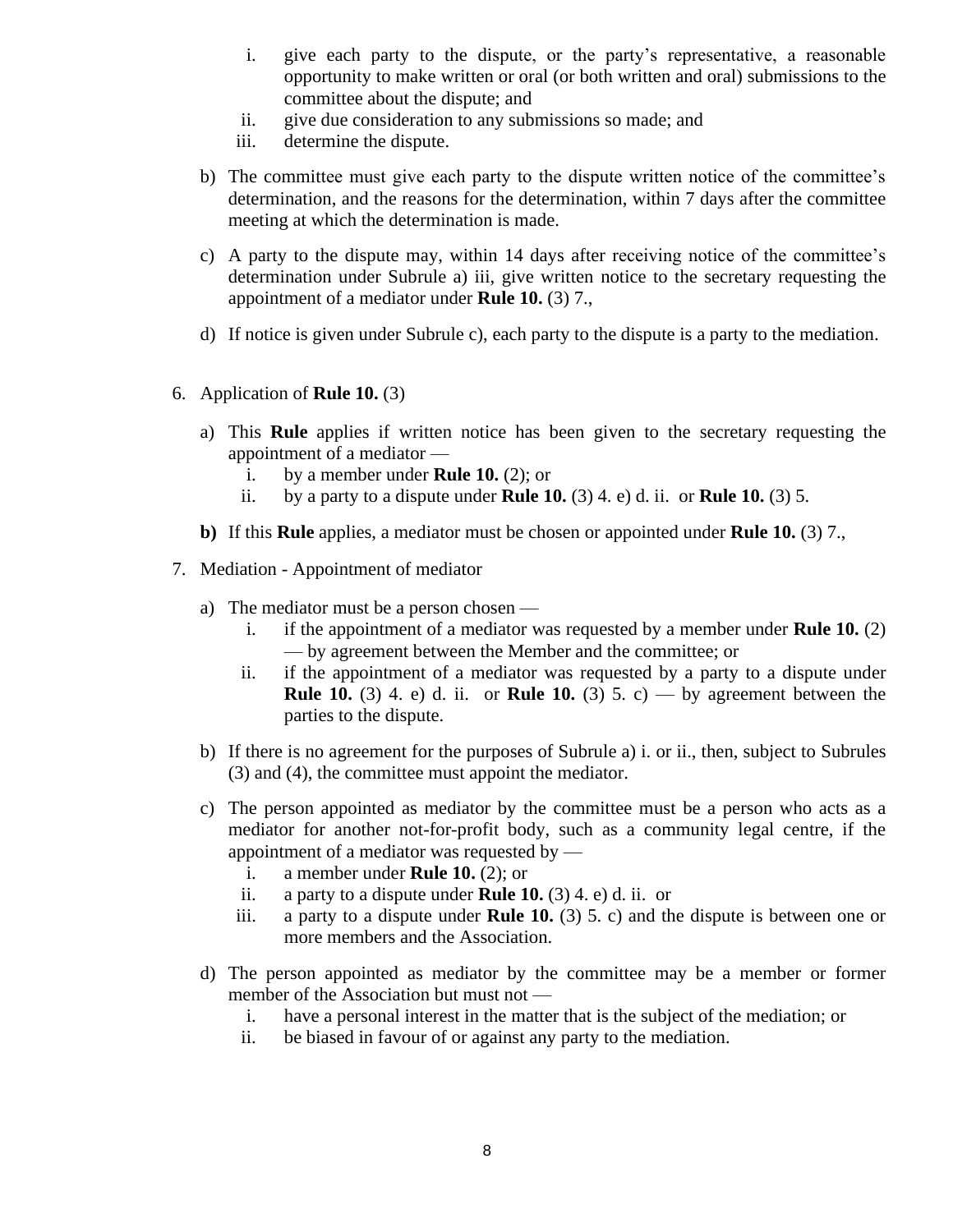i. give each party to the dispute, or the party's representative, a reasonable opportunity to make written or oral (or both written and oral) submissions to the committee about the dispute; and
   ii. give due consideration to any submissions so made; and
   iii. determine the dispute.

b) The committee must give each party to the dispute written notice of the committee's determination, and the reasons for the determination, within 7 days after the committee meeting at which the determination is made.

c) A party to the dispute may, within 14 days after receiving notice of the committee's determination under Subrule a) iii, give written notice to the secretary requesting the appointment of a mediator under **Rule 10.** (3) 7.,

d) If notice is given under Subrule c), each party to the dispute is a party to the mediation.

6. Application of **Rule 10.** (3)

   a) This **Rule** applies if written notice has been given to the secretary requesting the appointment of a mediator —
      i. by a member under **Rule 10.** (2); or
      ii. by a party to a dispute under **Rule 10.** (3) 4. e) d. ii. or **Rule 10.** (3) 5.

   **b)** If this **Rule** applies, a mediator must be chosen or appointed under **Rule 10.** (3) 7.,

7. Mediation - Appointment of mediator

   a) The mediator must be a person chosen —
      i. if the appointment of a mediator was requested by a member under **Rule 10.** (2) — by agreement between the Member and the committee; or
      ii. if the appointment of a mediator was requested by a party to a dispute under **Rule 10.** (3) 4. e) d. ii. or **Rule 10.** (3) 5. c) — by agreement between the parties to the dispute.

   b) If there is no agreement for the purposes of Subrule a) i. or ii., then, subject to Subrules (3) and (4), the committee must appoint the mediator.

   c) The person appointed as mediator by the committee must be a person who acts as a mediator for another not-for-profit body, such as a community legal centre, if the appointment of a mediator was requested by —
      i. a member under **Rule 10.** (2); or
      ii. a party to a dispute under **Rule 10.** (3) 4. e) d. ii. or
      iii. a party to a dispute under **Rule 10.** (3) 5. c) and the dispute is between one or more members and the Association.

   d) The person appointed as mediator by the committee may be a member or former member of the Association but must not —
      i. have a personal interest in the matter that is the subject of the mediation; or
      ii. be biased in favour of or against any party to the mediation.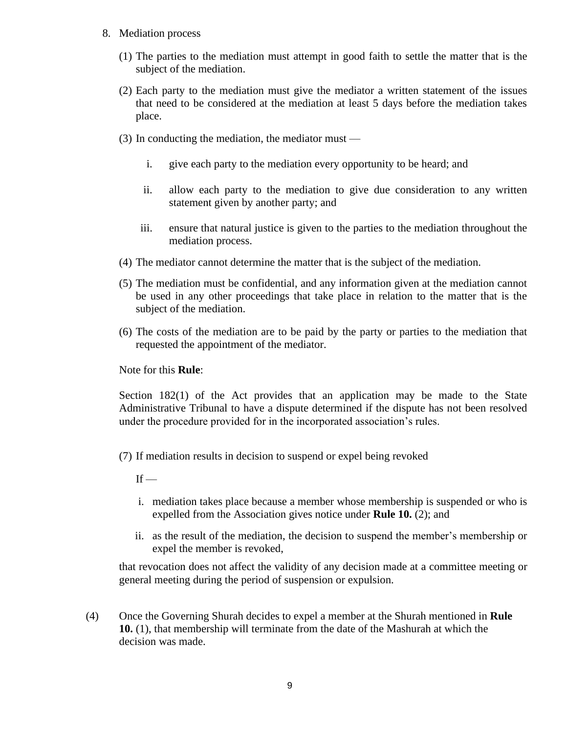8. Mediation process

   (1) The parties to the mediation must attempt in good faith to settle the matter that is the subject of the mediation.

   (2) Each party to the mediation must give the mediator a written statement of the issues that need to be considered at the mediation at least 5 days before the mediation takes place.

   (3) In conducting the mediation, the mediator must —

      i. give each party to the mediation every opportunity to be heard; and

      ii. allow each party to the mediation to give due consideration to any written statement given by another party; and

      iii. ensure that natural justice is given to the parties to the mediation throughout the mediation process.

   (4) The mediator cannot determine the matter that is the subject of the mediation.

   (5) The mediation must be confidential, and any information given at the mediation cannot be used in any other proceedings that take place in relation to the matter that is the subject of the mediation.

   (6) The costs of the mediation are to be paid by the party or parties to the mediation that requested the appointment of the mediator.

   Note for this **Rule**:

   Section 182(1) of the Act provides that an application may be made to the State Administrative Tribunal to have a dispute determined if the dispute has not been resolved under the procedure provided for in the incorporated association's rules.

   (7) If mediation results in decision to suspend or expel being revoked

   If —

      i. mediation takes place because a member whose membership is suspended or who is expelled from the Association gives notice under **Rule 10.** (2); and

      ii. as the result of the mediation, the decision to suspend the member's membership or expel the member is revoked,

   that revocation does not affect the validity of any decision made at a committee meeting or general meeting during the period of suspension or expulsion.

(4) Once the Governing Shurah decides to expel a member at the Shurah mentioned in **Rule 10.** (1), that membership will terminate from the date of the Mashurah at which the decision was made.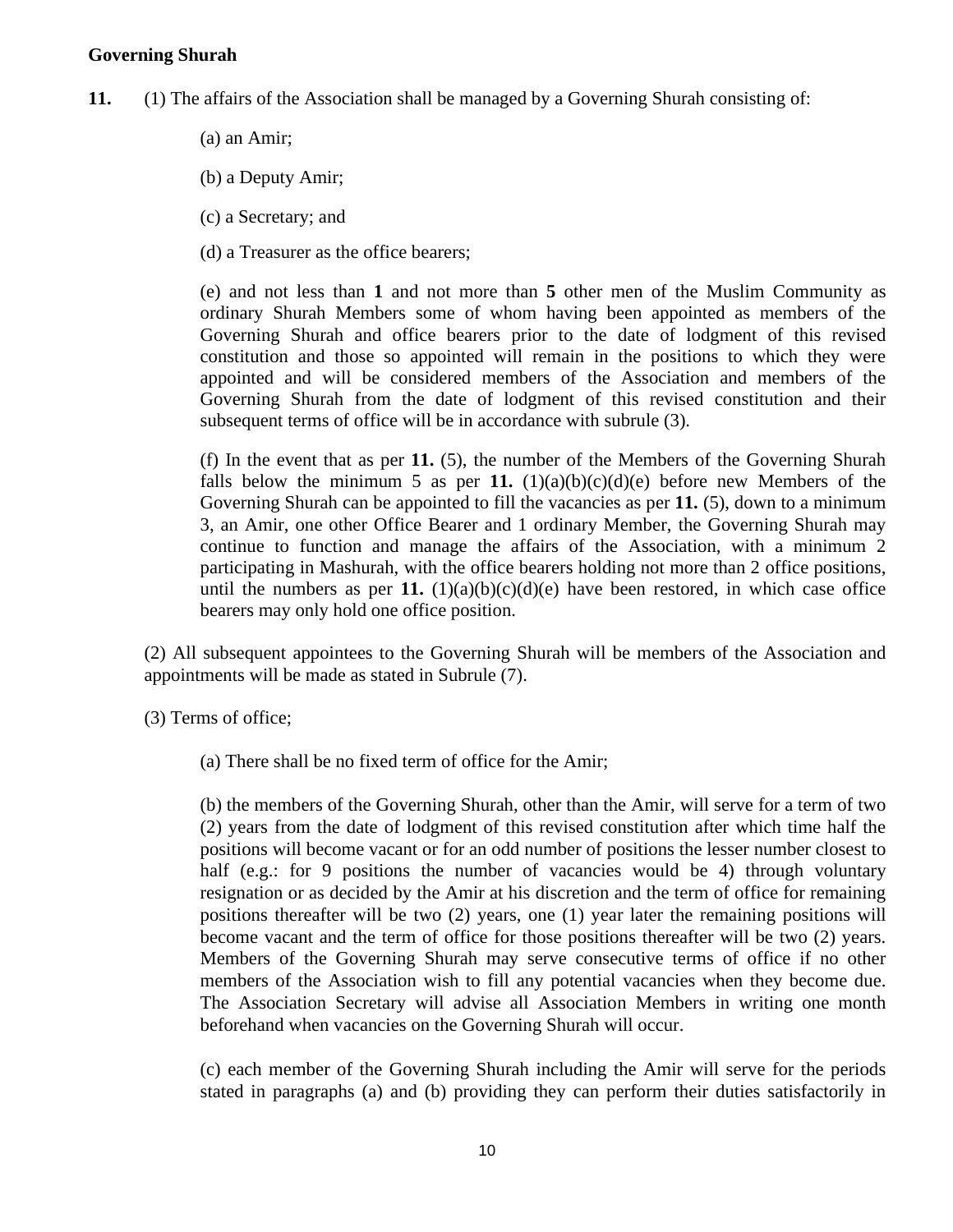**Governing Shurah**

**11.** (1) The affairs of the Association shall be managed by a Governing Shurah consisting of:

(a) an Amir;

(b) a Deputy Amir;

(c) a Secretary; and

(d) a Treasurer as the office bearers;

(e) and not less than **1** and not more than **5** other men of the Muslim Community as ordinary Shurah Members some of whom having been appointed as members of the Governing Shurah and office bearers prior to the date of lodgment of this revised constitution and those so appointed will remain in the positions to which they were appointed and will be considered members of the Association and members of the Governing Shurah from the date of lodgment of this revised constitution and their subsequent terms of office will be in accordance with subrule (3).

(f) In the event that as per **11.** (5), the number of the Members of the Governing Shurah falls below the minimum 5 as per **11.** (1)(a)(b)(c)(d)(e) before new Members of the Governing Shurah can be appointed to fill the vacancies as per **11.** (5), down to a minimum 3, an Amir, one other Office Bearer and 1 ordinary Member, the Governing Shurah may continue to function and manage the affairs of the Association, with a minimum 2 participating in Mashurah, with the office bearers holding not more than 2 office positions, until the numbers as per **11.** (1)(a)(b)(c)(d)(e) have been restored, in which case office bearers may only hold one office position.

(2) All subsequent appointees to the Governing Shurah will be members of the Association and appointments will be made as stated in Subrule (7).

(3) Terms of office;

(a) There shall be no fixed term of office for the Amir;

(b) the members of the Governing Shurah, other than the Amir, will serve for a term of two (2) years from the date of lodgment of this revised constitution after which time half the positions will become vacant or for an odd number of positions the lesser number closest to half (e.g.: for 9 positions the number of vacancies would be 4) through voluntary resignation or as decided by the Amir at his discretion and the term of office for remaining positions thereafter will be two (2) years, one (1) year later the remaining positions will become vacant and the term of office for those positions thereafter will be two (2) years. Members of the Governing Shurah may serve consecutive terms of office if no other members of the Association wish to fill any potential vacancies when they become due. The Association Secretary will advise all Association Members in writing one month beforehand when vacancies on the Governing Shurah will occur.

(c) each member of the Governing Shurah including the Amir will serve for the periods stated in paragraphs (a) and (b) providing they can perform their duties satisfactorily in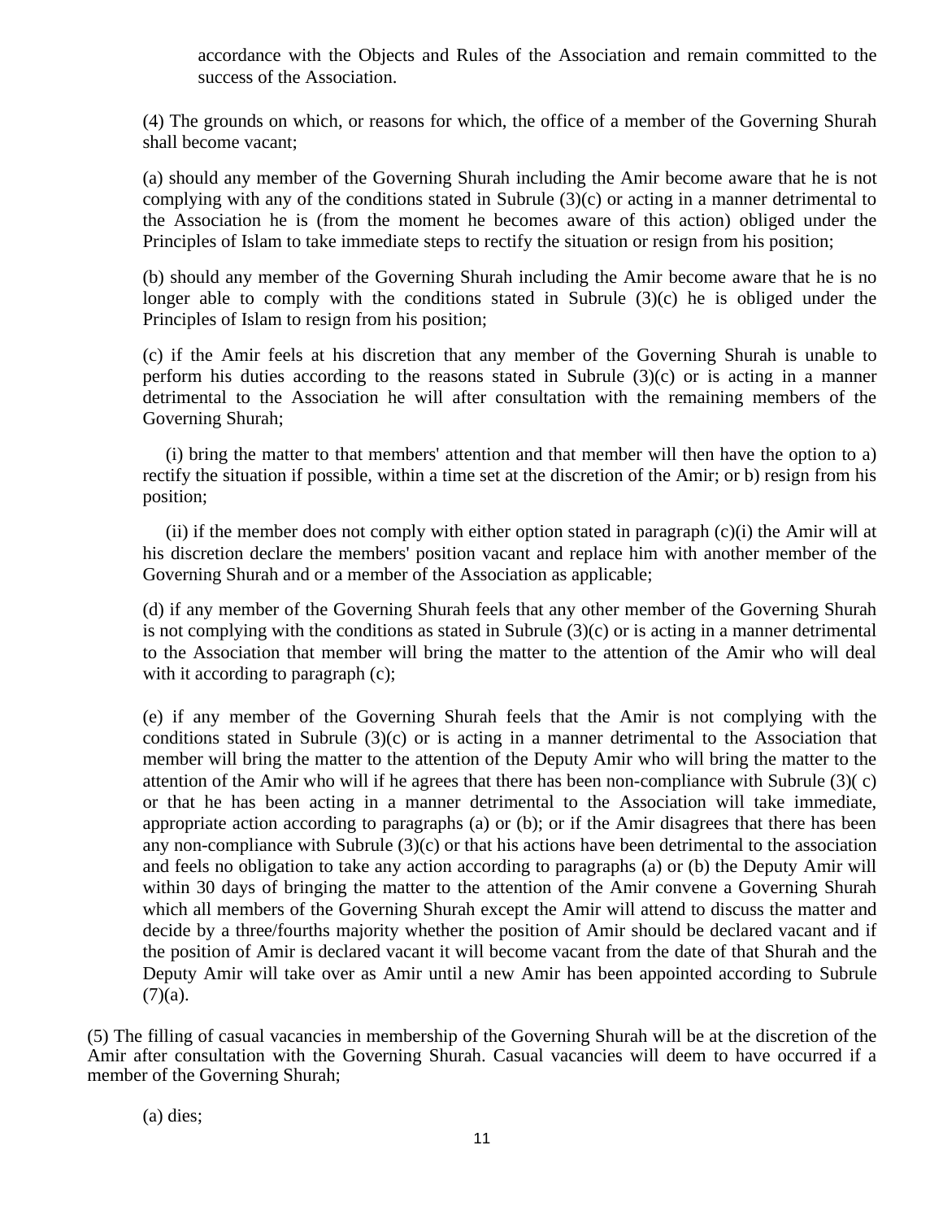accordance with the Objects and Rules of the Association and remain committed to the success of the Association.

(4) The grounds on which, or reasons for which, the office of a member of the Governing Shurah shall become vacant;

(a) should any member of the Governing Shurah including the Amir become aware that he is not complying with any of the conditions stated in Subrule (3)(c) or acting in a manner detrimental to the Association he is (from the moment he becomes aware of this action) obliged under the Principles of Islam to take immediate steps to rectify the situation or resign from his position;

(b) should any member of the Governing Shurah including the Amir become aware that he is no longer able to comply with the conditions stated in Subrule (3)(c) he is obliged under the Principles of Islam to resign from his position;

(c) if the Amir feels at his discretion that any member of the Governing Shurah is unable to perform his duties according to the reasons stated in Subrule (3)(c) or is acting in a manner detrimental to the Association he will after consultation with the remaining members of the Governing Shurah;

(i) bring the matter to that members' attention and that member will then have the option to a) rectify the situation if possible, within a time set at the discretion of the Amir; or b) resign from his position;

(ii) if the member does not comply with either option stated in paragraph (c)(i) the Amir will at his discretion declare the members' position vacant and replace him with another member of the Governing Shurah and or a member of the Association as applicable;

(d) if any member of the Governing Shurah feels that any other member of the Governing Shurah is not complying with the conditions as stated in Subrule (3)(c) or is acting in a manner detrimental to the Association that member will bring the matter to the attention of the Amir who will deal with it according to paragraph (c);

(e) if any member of the Governing Shurah feels that the Amir is not complying with the conditions stated in Subrule (3)(c) or is acting in a manner detrimental to the Association that member will bring the matter to the attention of the Deputy Amir who will bring the matter to the attention of the Amir who will if he agrees that there has been non-compliance with Subrule (3)( c) or that he has been acting in a manner detrimental to the Association will take immediate, appropriate action according to paragraphs (a) or (b); or if the Amir disagrees that there has been any non-compliance with Subrule (3)(c) or that his actions have been detrimental to the association and feels no obligation to take any action according to paragraphs (a) or (b) the Deputy Amir will within 30 days of bringing the matter to the attention of the Amir convene a Governing Shurah which all members of the Governing Shurah except the Amir will attend to discuss the matter and decide by a three/fourths majority whether the position of Amir should be declared vacant and if the position of Amir is declared vacant it will become vacant from the date of that Shurah and the Deputy Amir will take over as Amir until a new Amir has been appointed according to Subrule (7)(a).

(5) The filling of casual vacancies in membership of the Governing Shurah will be at the discretion of the Amir after consultation with the Governing Shurah. Casual vacancies will deem to have occurred if a member of the Governing Shurah;

(a) dies;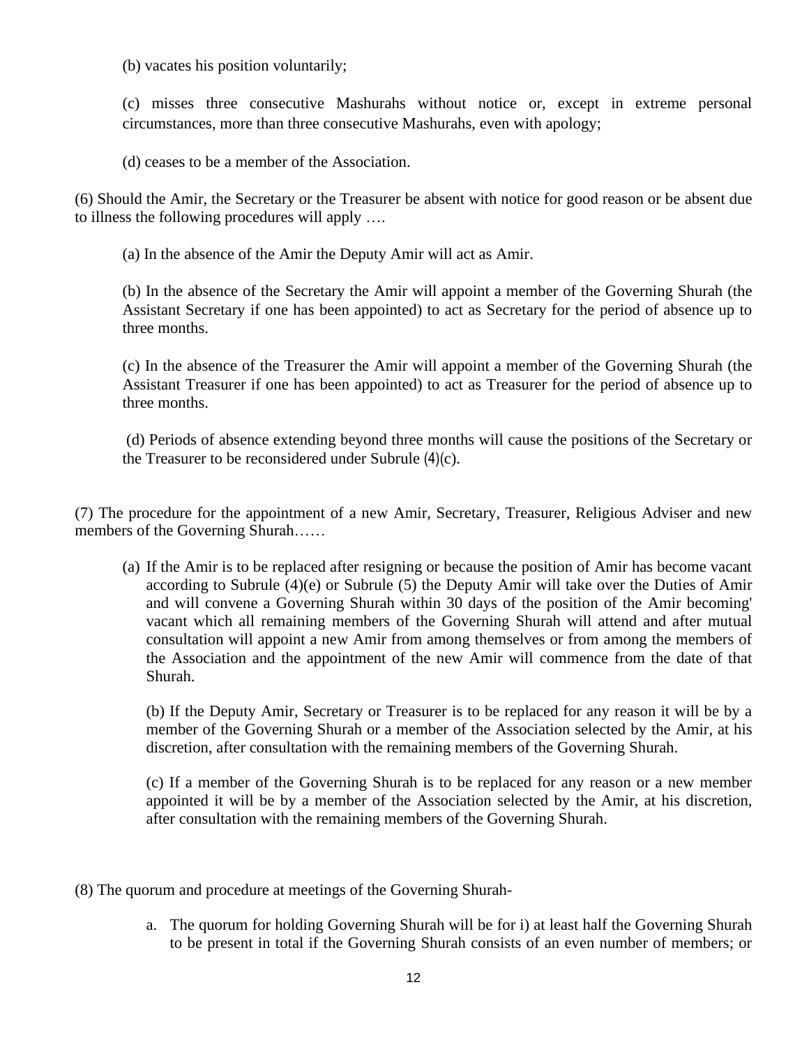(b) vacates his position voluntarily;

(c) misses three consecutive Mashurahs without notice or, except in extreme personal circumstances, more than three consecutive Mashurahs, even with apology;

(d) ceases to be a member of the Association.

(6) Should the Amir, the Secretary or the Treasurer be absent with notice for good reason or be absent due to illness the following procedures will apply ….

(a) In the absence of the Amir the Deputy Amir will act as Amir.

(b) In the absence of the Secretary the Amir will appoint a member of the Governing Shurah (the Assistant Secretary if one has been appointed) to act as Secretary for the period of absence up to three months.

(c) In the absence of the Treasurer the Amir will appoint a member of the Governing Shurah (the Assistant Treasurer if one has been appointed) to act as Treasurer for the period of absence up to three months.

(d) Periods of absence extending beyond three months will cause the positions of the Secretary or the Treasurer to be reconsidered under Subrule (4)(c).

(7) The procedure for the appointment of a new Amir, Secretary, Treasurer, Religious Adviser and new members of the Governing Shurah……

(a) If the Amir is to be replaced after resigning or because the position of Amir has become vacant according to Subrule (4)(e) or Subrule (5) the Deputy Amir will take over the Duties of Amir and will convene a Governing Shurah within 30 days of the position of the Amir becoming' vacant which all remaining members of the Governing Shurah will attend and after mutual consultation will appoint a new Amir from among themselves or from among the members of the Association and the appointment of the new Amir will commence from the date of that Shurah.

(b) If the Deputy Amir, Secretary or Treasurer is to be replaced for any reason it will be by a member of the Governing Shurah or a member of the Association selected by the Amir, at his discretion, after consultation with the remaining members of the Governing Shurah.

(c) If a member of the Governing Shurah is to be replaced for any reason or a new member appointed it will be by a member of the Association selected by the Amir, at his discretion, after consultation with the remaining members of the Governing Shurah.

(8) The quorum and procedure at meetings of the Governing Shurah-

a. The quorum for holding Governing Shurah will be for i) at least half the Governing Shurah to be present in total if the Governing Shurah consists of an even number of members; or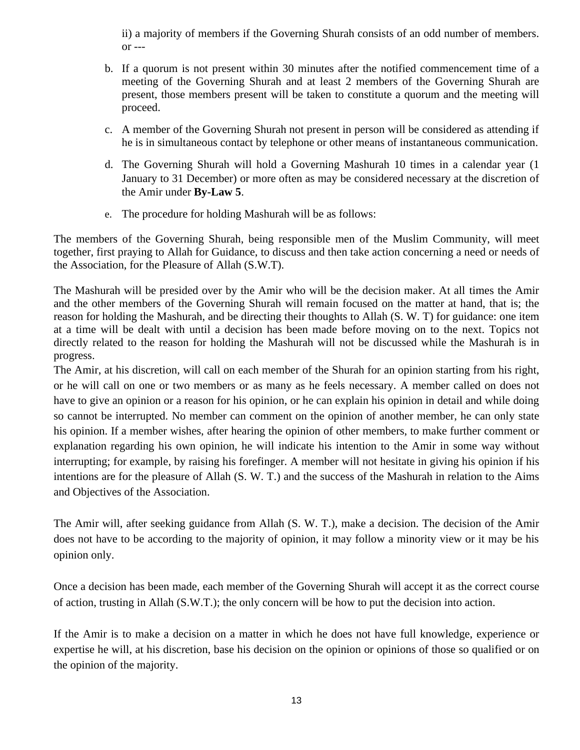ii) a majority of members if the Governing Shurah consists of an odd number of members. or ---

b. If a quorum is not present within 30 minutes after the notified commencement time of a meeting of the Governing Shurah and at least 2 members of the Governing Shurah are present, those members present will be taken to constitute a quorum and the meeting will proceed.

c. A member of the Governing Shurah not present in person will be considered as attending if he is in simultaneous contact by telephone or other means of instantaneous communication.

d. The Governing Shurah will hold a Governing Mashurah 10 times in a calendar year (1 January to 31 December) or more often as may be considered necessary at the discretion of the Amir under **By-Law 5**.

e. The procedure for holding Mashurah will be as follows:

The members of the Governing Shurah, being responsible men of the Muslim Community, will meet together, first praying to Allah for Guidance, to discuss and then take action concerning a need or needs of the Association, for the Pleasure of Allah (S.W.T).

The Mashurah will be presided over by the Amir who will be the decision maker. At all times the Amir and the other members of the Governing Shurah will remain focused on the matter at hand, that is; the reason for holding the Mashurah, and be directing their thoughts to Allah (S. W. T) for guidance: one item at a time will be dealt with until a decision has been made before moving on to the next. Topics not directly related to the reason for holding the Mashurah will not be discussed while the Mashurah is in progress.

The Amir, at his discretion, will call on each member of the Shurah for an opinion starting from his right, or he will call on one or two members or as many as he feels necessary. A member called on does not have to give an opinion or a reason for his opinion, or he can explain his opinion in detail and while doing so cannot be interrupted. No member can comment on the opinion of another member, he can only state his opinion. If a member wishes, after hearing the opinion of other members, to make further comment or explanation regarding his own opinion, he will indicate his intention to the Amir in some way without interrupting; for example, by raising his forefinger. A member will not hesitate in giving his opinion if his intentions are for the pleasure of Allah (S. W. T.) and the success of the Mashurah in relation to the Aims and Objectives of the Association.

The Amir will, after seeking guidance from Allah (S. W. T.), make a decision. The decision of the Amir does not have to be according to the majority of opinion, it may follow a minority view or it may be his opinion only.

Once a decision has been made, each member of the Governing Shurah will accept it as the correct course of action, trusting in Allah (S.W.T.); the only concern will be how to put the decision into action.

If the Amir is to make a decision on a matter in which he does not have full knowledge, experience or expertise he will, at his discretion, base his decision on the opinion or opinions of those so qualified or on the opinion of the majority.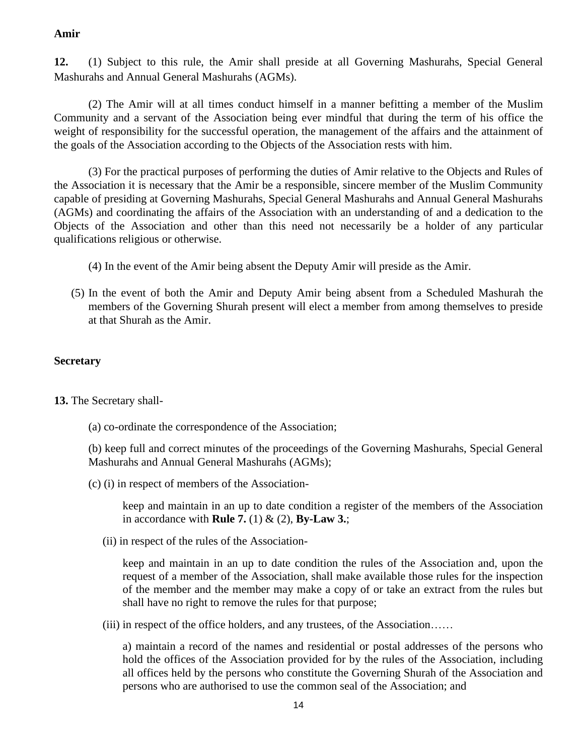**Amir**

**12.** (1) Subject to this rule, the Amir shall preside at all Governing Mashurahs, Special General Mashurahs and Annual General Mashurahs (AGMs).

(2) The Amir will at all times conduct himself in a manner befitting a member of the Muslim Community and a servant of the Association being ever mindful that during the term of his office the weight of responsibility for the successful operation, the management of the affairs and the attainment of the goals of the Association according to the Objects of the Association rests with him.

(3) For the practical purposes of performing the duties of Amir relative to the Objects and Rules of the Association it is necessary that the Amir be a responsible, sincere member of the Muslim Community capable of presiding at Governing Mashurahs, Special General Mashurahs and Annual General Mashurahs (AGMs) and coordinating the affairs of the Association with an understanding of and a dedication to the Objects of the Association and other than this need not necessarily be a holder of any particular qualifications religious or otherwise.

(4) In the event of the Amir being absent the Deputy Amir will preside as the Amir.

(5) In the event of both the Amir and Deputy Amir being absent from a Scheduled Mashurah the members of the Governing Shurah present will elect a member from among themselves to preside at that Shurah as the Amir.

**Secretary**

**13.** The Secretary shall-

(a) co-ordinate the correspondence of the Association;

(b) keep full and correct minutes of the proceedings of the Governing Mashurahs, Special General Mashurahs and Annual General Mashurahs (AGMs);

(c) (i) in respect of members of the Association-

keep and maintain in an up to date condition a register of the members of the Association in accordance with **Rule 7.** (1) & (2), **By-Law 3.**;

(ii) in respect of the rules of the Association-

keep and maintain in an up to date condition the rules of the Association and, upon the request of a member of the Association, shall make available those rules for the inspection of the member and the member may make a copy of or take an extract from the rules but shall have no right to remove the rules for that purpose;

(iii) in respect of the office holders, and any trustees, of the Association……

a) maintain a record of the names and residential or postal addresses of the persons who hold the offices of the Association provided for by the rules of the Association, including all offices held by the persons who constitute the Governing Shurah of the Association and persons who are authorised to use the common seal of the Association; and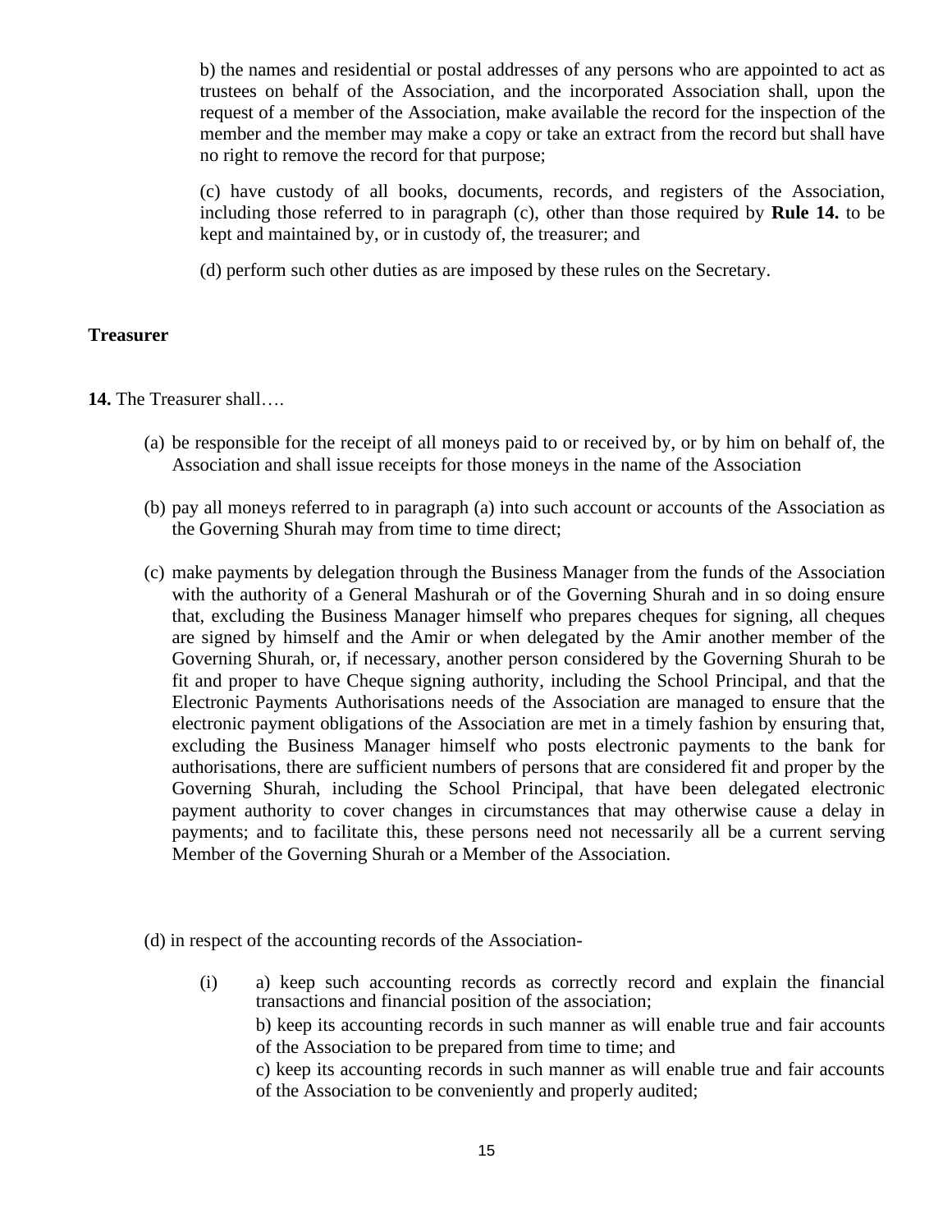b) the names and residential or postal addresses of any persons who are appointed to act as trustees on behalf of the Association, and the incorporated Association shall, upon the request of a member of the Association, make available the record for the inspection of the member and the member may make a copy or take an extract from the record but shall have no right to remove the record for that purpose;

(c) have custody of all books, documents, records, and registers of the Association, including those referred to in paragraph (c), other than those required by **Rule 14.** to be kept and maintained by, or in custody of, the treasurer; and

(d) perform such other duties as are imposed by these rules on the Secretary.

**Treasurer**

**14.** The Treasurer shall….

(a) be responsible for the receipt of all moneys paid to or received by, or by him on behalf of, the Association and shall issue receipts for those moneys in the name of the Association

(b) pay all moneys referred to in paragraph (a) into such account or accounts of the Association as the Governing Shurah may from time to time direct;

(c) make payments by delegation through the Business Manager from the funds of the Association with the authority of a General Mashurah or of the Governing Shurah and in so doing ensure that, excluding the Business Manager himself who prepares cheques for signing, all cheques are signed by himself and the Amir or when delegated by the Amir another member of the Governing Shurah, or, if necessary, another person considered by the Governing Shurah to be fit and proper to have Cheque signing authority, including the School Principal, and that the Electronic Payments Authorisations needs of the Association are managed to ensure that the electronic payment obligations of the Association are met in a timely fashion by ensuring that, excluding the Business Manager himself who posts electronic payments to the bank for authorisations, there are sufficient numbers of persons that are considered fit and proper by the Governing Shurah, including the School Principal, that have been delegated electronic payment authority to cover changes in circumstances that may otherwise cause a delay in payments; and to facilitate this, these persons need not necessarily all be a current serving Member of the Governing Shurah or a Member of the Association.

(d) in respect of the accounting records of the Association-

(i) a) keep such accounting records as correctly record and explain the financial transactions and financial position of the association;

b) keep its accounting records in such manner as will enable true and fair accounts of the Association to be prepared from time to time; and

c) keep its accounting records in such manner as will enable true and fair accounts of the Association to be conveniently and properly audited;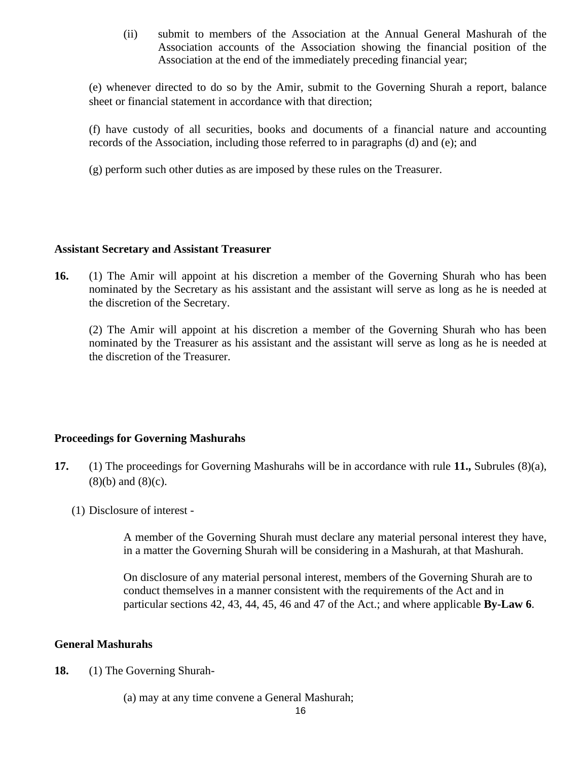(ii) submit to members of the Association at the Annual General Mashurah of the Association accounts of the Association showing the financial position of the Association at the end of the immediately preceding financial year;

(e) whenever directed to do so by the Amir, submit to the Governing Shurah a report, balance sheet or financial statement in accordance with that direction;

(f) have custody of all securities, books and documents of a financial nature and accounting records of the Association, including those referred to in paragraphs (d) and (e); and

(g) perform such other duties as are imposed by these rules on the Treasurer.

**Assistant Secretary and Assistant Treasurer**

**16.** (1) The Amir will appoint at his discretion a member of the Governing Shurah who has been nominated by the Secretary as his assistant and the assistant will serve as long as he is needed at the discretion of the Secretary.

(2) The Amir will appoint at his discretion a member of the Governing Shurah who has been nominated by the Treasurer as his assistant and the assistant will serve as long as he is needed at the discretion of the Treasurer.

**Proceedings for Governing Mashurahs**

**17.** (1) The proceedings for Governing Mashurahs will be in accordance with rule **11.,** Subrules (8)(a), (8)(b) and (8)(c).

(1) Disclosure of interest -

A member of the Governing Shurah must declare any material personal interest they have, in a matter the Governing Shurah will be considering in a Mashurah, at that Mashurah.

On disclosure of any material personal interest, members of the Governing Shurah are to conduct themselves in a manner consistent with the requirements of the Act and in particular sections 42, 43, 44, 45, 46 and 47 of the Act.; and where applicable **By-Law 6**.

**General Mashurahs**

**18.** (1) The Governing Shurah-

(a) may at any time convene a General Mashurah;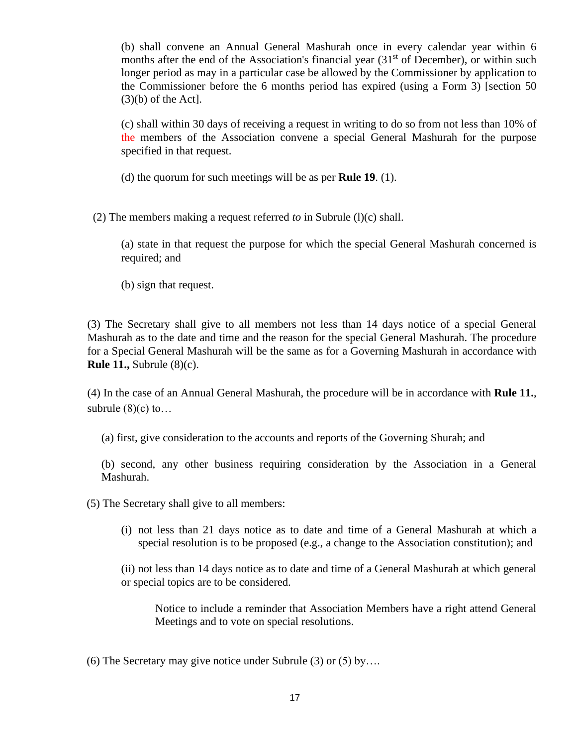(b) shall convene an Annual General Mashurah once in every calendar year within 6 months after the end of the Association's financial year (31st of December), or within such longer period as may in a particular case be allowed by the Commissioner by application to the Commissioner before the 6 months period has expired (using a Form 3) [section 50 (3)(b) of the Act].

(c) shall within 30 days of receiving a request in writing to do so from not less than 10% of the members of the Association convene a special General Mashurah for the purpose specified in that request.

(d) the quorum for such meetings will be as per **Rule 19**. (1).

(2) The members making a request referred *to* in Subrule (l)(c) shall.

(a) state in that request the purpose for which the special General Mashurah concerned is required; and

(b) sign that request.

(3) The Secretary shall give to all members not less than 14 days notice of a special General Mashurah as to the date and time and the reason for the special General Mashurah. The procedure for a Special General Mashurah will be the same as for a Governing Mashurah in accordance with **Rule 11.,** Subrule (8)(c).

(4) In the case of an Annual General Mashurah, the procedure will be in accordance with **Rule 11.**, subrule (8)(c) to…

(a) first, give consideration to the accounts and reports of the Governing Shurah; and

(b) second, any other business requiring consideration by the Association in a General Mashurah.

(5) The Secretary shall give to all members:

(i) not less than 21 days notice as to date and time of a General Mashurah at which a special resolution is to be proposed (e.g., a change to the Association constitution); and

(ii) not less than 14 days notice as to date and time of a General Mashurah at which general or special topics are to be considered.

Notice to include a reminder that Association Members have a right attend General Meetings and to vote on special resolutions.

(6) The Secretary may give notice under Subrule (3) or (5) by….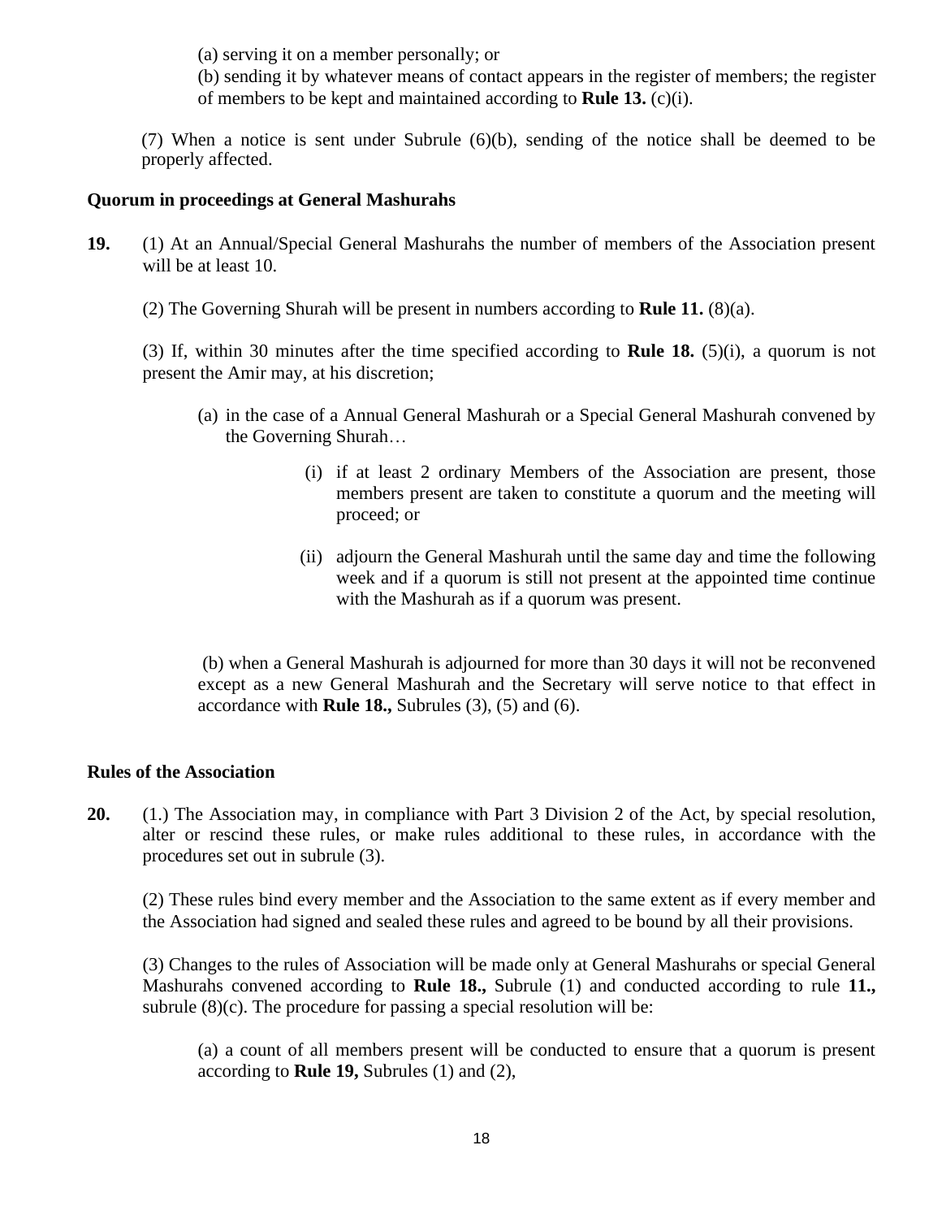(a) serving it on a member personally; or

(b) sending it by whatever means of contact appears in the register of members; the register of members to be kept and maintained according to **Rule 13.** (c)(i).

(7) When a notice is sent under Subrule (6)(b), sending of the notice shall be deemed to be properly affected.

**Quorum in proceedings at General Mashurahs**

**19.** (1) At an Annual/Special General Mashurahs the number of members of the Association present will be at least 10.

(2) The Governing Shurah will be present in numbers according to **Rule 11.** (8)(a).

(3) If, within 30 minutes after the time specified according to **Rule 18.** (5)(i), a quorum is not present the Amir may, at his discretion;

(a) in the case of a Annual General Mashurah or a Special General Mashurah convened by the Governing Shurah…

(i) if at least 2 ordinary Members of the Association are present, those members present are taken to constitute a quorum and the meeting will proceed; or

(ii) adjourn the General Mashurah until the same day and time the following week and if a quorum is still not present at the appointed time continue with the Mashurah as if a quorum was present.

(b) when a General Mashurah is adjourned for more than 30 days it will not be reconvened except as a new General Mashurah and the Secretary will serve notice to that effect in accordance with **Rule 18.,** Subrules (3), (5) and (6).

**Rules of the Association**

**20.** (1.) The Association may, in compliance with Part 3 Division 2 of the Act, by special resolution, alter or rescind these rules, or make rules additional to these rules, in accordance with the procedures set out in subrule (3).

(2) These rules bind every member and the Association to the same extent as if every member and the Association had signed and sealed these rules and agreed to be bound by all their provisions.

(3) Changes to the rules of Association will be made only at General Mashurahs or special General Mashurahs convened according to **Rule 18.,** Subrule (1) and conducted according to rule **11.,** subrule (8)(c). The procedure for passing a special resolution will be:

(a) a count of all members present will be conducted to ensure that a quorum is present according to **Rule 19,** Subrules (1) and (2),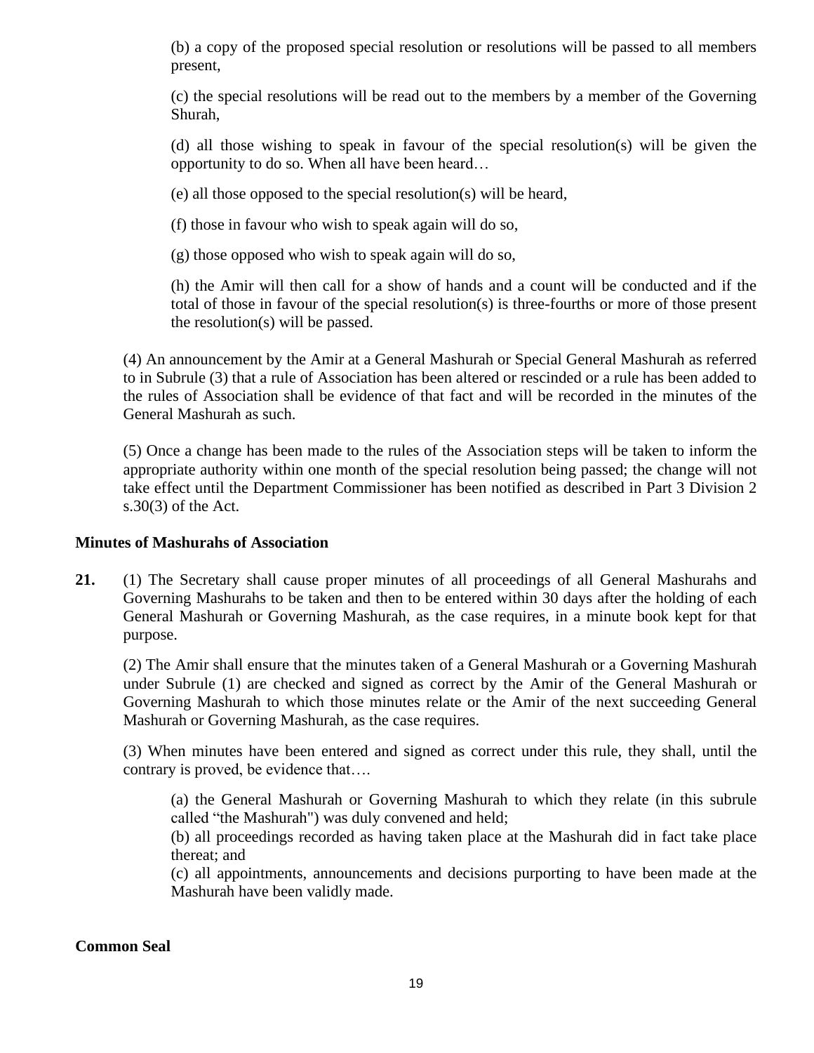(b) a copy of the proposed special resolution or resolutions will be passed to all members present,

(c) the special resolutions will be read out to the members by a member of the Governing Shurah,

(d) all those wishing to speak in favour of the special resolution(s) will be given the opportunity to do so. When all have been heard…

(e) all those opposed to the special resolution(s) will be heard,

(f) those in favour who wish to speak again will do so,

(g) those opposed who wish to speak again will do so,

(h) the Amir will then call for a show of hands and a count will be conducted and if the total of those in favour of the special resolution(s) is three-fourths or more of those present the resolution(s) will be passed.

(4) An announcement by the Amir at a General Mashurah or Special General Mashurah as referred to in Subrule (3) that a rule of Association has been altered or rescinded or a rule has been added to the rules of Association shall be evidence of that fact and will be recorded in the minutes of the General Mashurah as such.

(5) Once a change has been made to the rules of the Association steps will be taken to inform the appropriate authority within one month of the special resolution being passed; the change will not take effect until the Department Commissioner has been notified as described in Part 3 Division 2 s.30(3) of the Act.

**Minutes of Mashurahs of Association**

**21.** (1) The Secretary shall cause proper minutes of all proceedings of all General Mashurahs and Governing Mashurahs to be taken and then to be entered within 30 days after the holding of each General Mashurah or Governing Mashurah, as the case requires, in a minute book kept for that purpose.

(2) The Amir shall ensure that the minutes taken of a General Mashurah or a Governing Mashurah under Subrule (1) are checked and signed as correct by the Amir of the General Mashurah or Governing Mashurah to which those minutes relate or the Amir of the next succeeding General Mashurah or Governing Mashurah, as the case requires.

(3) When minutes have been entered and signed as correct under this rule, they shall, until the contrary is proved, be evidence that….

(a) the General Mashurah or Governing Mashurah to which they relate (in this subrule called "the Mashurah") was duly convened and held;

(b) all proceedings recorded as having taken place at the Mashurah did in fact take place thereat; and

(c) all appointments, announcements and decisions purporting to have been made at the Mashurah have been validly made.

**Common Seal**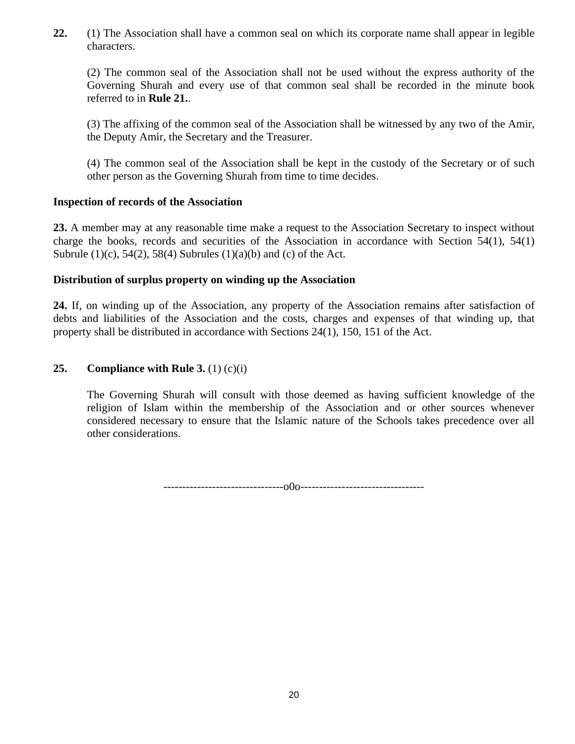**22.** (1) The Association shall have a common seal on which its corporate name shall appear in legible characters.

(2) The common seal of the Association shall not be used without the express authority of the Governing Shurah and every use of that common seal shall be recorded in the minute book referred to in **Rule 21.**.

(3) The affixing of the common seal of the Association shall be witnessed by any two of the Amir, the Deputy Amir, the Secretary and the Treasurer.

(4) The common seal of the Association shall be kept in the custody of the Secretary or of such other person as the Governing Shurah from time to time decides.

**Inspection of records of the Association**

**23.** A member may at any reasonable time make a request to the Association Secretary to inspect without charge the books, records and securities of the Association in accordance with Section 54(1), 54(1) Subrule (1)(c), 54(2), 58(4) Subrules (1)(a)(b) and (c) of the Act.

**Distribution of surplus property on winding up the Association**

**24.** If, on winding up of the Association, any property of the Association remains after satisfaction of debts and liabilities of the Association and the costs, charges and expenses of that winding up, that property shall be distributed in accordance with Sections 24(1), 150, 151 of the Act.

**25. Compliance with Rule 3.** (1) (c)(i)

The Governing Shurah will consult with those deemed as having sufficient knowledge of the religion of Islam within the membership of the Association and or other sources whenever considered necessary to ensure that the Islamic nature of the Schools takes precedence over all other considerations.

--------------------------------o0o---------------------------------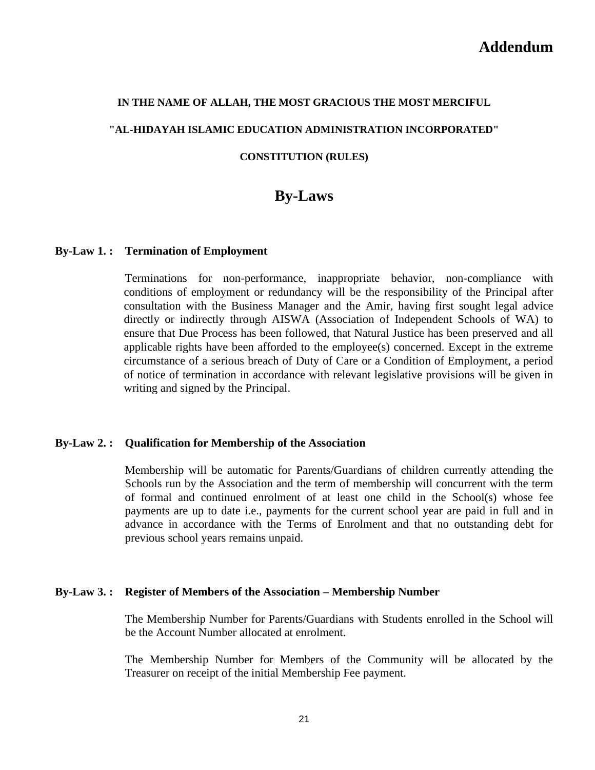# Addendum

**IN THE NAME OF ALLAH, THE MOST GRACIOUS THE MOST MERCIFUL**

**"AL-HIDAYAH ISLAMIC EDUCATION ADMINISTRATION INCORPORATED"**

**CONSTITUTION (RULES)**

## By-Laws

### By-Law 1. : Termination of Employment

Terminations for non-performance, inappropriate behavior, non-compliance with conditions of employment or redundancy will be the responsibility of the Principal after consultation with the Business Manager and the Amir, having first sought legal advice directly or indirectly through AISWA (Association of Independent Schools of WA) to ensure that Due Process has been followed, that Natural Justice has been preserved and all applicable rights have been afforded to the employee(s) concerned. Except in the extreme circumstance of a serious breach of Duty of Care or a Condition of Employment, a period of notice of termination in accordance with relevant legislative provisions will be given in writing and signed by the Principal.

### By-Law 2. : Qualification for Membership of the Association

Membership will be automatic for Parents/Guardians of children currently attending the Schools run by the Association and the term of membership will concurrent with the term of formal and continued enrolment of at least one child in the School(s) whose fee payments are up to date i.e., payments for the current school year are paid in full and in advance in accordance with the Terms of Enrolment and that no outstanding debt for previous school years remains unpaid.

### By-Law 3. : Register of Members of the Association – Membership Number

The Membership Number for Parents/Guardians with Students enrolled in the School will be the Account Number allocated at enrolment.

The Membership Number for Members of the Community will be allocated by the Treasurer on receipt of the initial Membership Fee payment.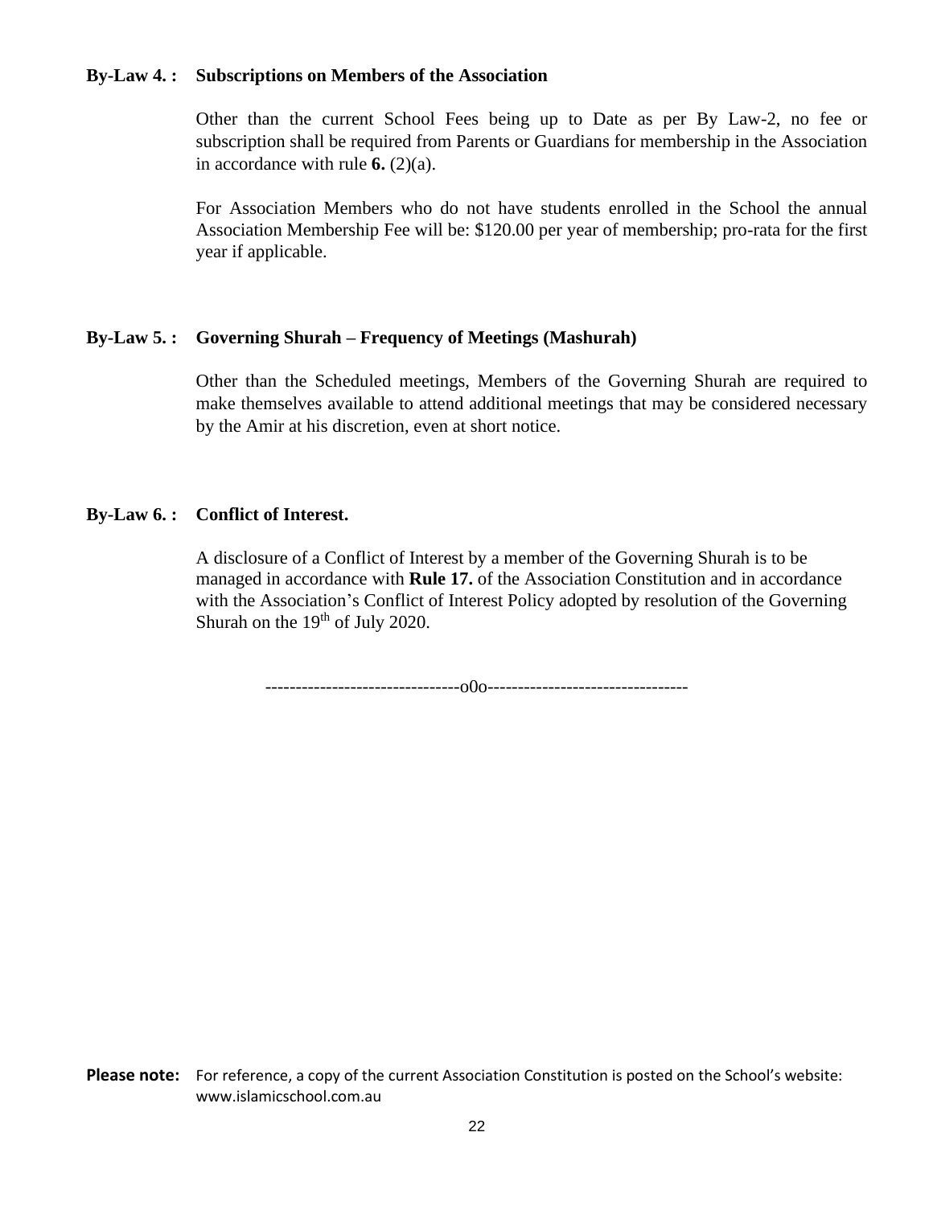**By-Law 4. : Subscriptions on Members of the Association**

Other than the current School Fees being up to Date as per By Law-2, no fee or subscription shall be required from Parents or Guardians for membership in the Association in accordance with rule **6.** (2)(a).

For Association Members who do not have students enrolled in the School the annual Association Membership Fee will be: $120.00 per year of membership; pro-rata for the first year if applicable.

**By-Law 5. : Governing Shurah – Frequency of Meetings (Mashurah)**

Other than the Scheduled meetings, Members of the Governing Shurah are required to make themselves available to attend additional meetings that may be considered necessary by the Amir at his discretion, even at short notice.

**By-Law 6. : Conflict of Interest.**

A disclosure of a Conflict of Interest by a member of the Governing Shurah is to be managed in accordance with **Rule 17.** of the Association Constitution and in accordance with the Association's Conflict of Interest Policy adopted by resolution of the Governing Shurah on the 19th of July 2020.

-------------------------------o0o--------------------------------

**Please note:** For reference, a copy of the current Association Constitution is posted on the School's website: www.islamicschool.com.au